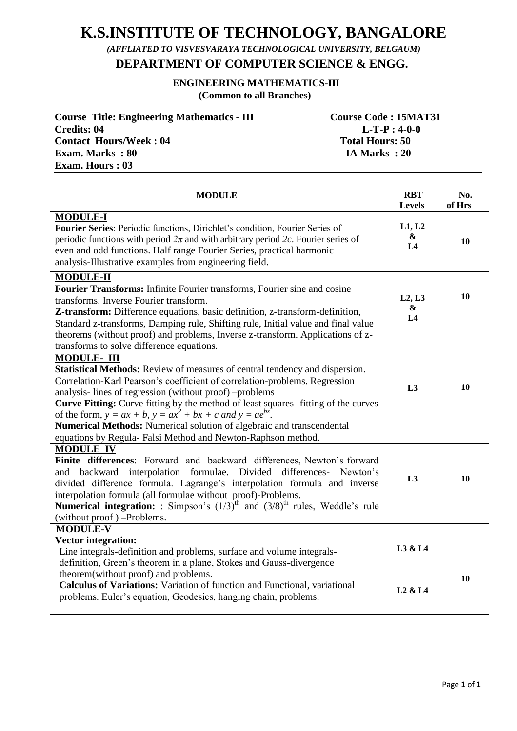# K.S.INSTITUTE OF TECHNOLOGY, BANGALORE

*(AFFLIATED TO VISVESVARAYA TECHNOLOGICAL UNIVERSITY, BELGAUM)*

## DEPARTMENT OF COMPUTER SCIENCE & ENGG.

### ENGINEERING MATHEMATICS-III
**(Common to all Branches)**

**Course Title: Engineering Mathematics - III** **Course Code : 15MAT31**
**Credits: 04** **L-T-P : 4-0-0**
**Contact Hours/Week : 04** **Total Hours: 50**
**Exam. Marks : 80** **IA Marks : 20**
**Exam. Hours : 03**

| MODULE | RBT Levels | No. of Hrs |
|---|---|---|
| **MODULE-I**<br>**Fourier Series**: Periodic functions, Dirichlet's condition, Fourier Series of periodic functions with period $2\pi$ and with arbitrary period $2c$. Fourier series of even and odd functions. Half range Fourier Series, practical harmonic analysis-Illustrative examples from engineering field. | L1, L2 & L4 | 10 |
| **MODULE-II**<br>**Fourier Transforms:** Infinite Fourier transforms, Fourier sine and cosine transforms. Inverse Fourier transform.<br>**Z-transform:** Difference equations, basic definition, z-transform-definition, Standard z-transforms, Damping rule, Shifting rule, Initial value and final value theorems (without proof) and problems, Inverse z-transform. Applications of z-transforms to solve difference equations. | L2, L3 & L4 | 10 |
| **MODULE- III**<br>**Statistical Methods:** Review of measures of central tendency and dispersion. Correlation-Karl Pearson's coefficient of correlation-problems. Regression analysis- lines of regression (without proof) –problems<br>**Curve Fitting:** Curve fitting by the method of least squares- fitting of the curves of the form, $y = ax + b$, $y = ax^2 + bx + c$ and $y = ae^{bx}$.<br>**Numerical Methods:** Numerical solution of algebraic and transcendental equations by Regula- Falsi Method and Newton-Raphson method. | L3 | 10 |
| **MODULE IV**<br>**Finite differences**: Forward and backward differences, Newton's forward and backward interpolation formulae. Divided differences- Newton's divided difference formula. Lagrange's interpolation formula and inverse interpolation formula (all formulae without proof)-Problems.<br>**Numerical integration:** : Simpson's $(1/3)^{th}$ and $(3/8)^{th}$ rules, Weddle's rule (without proof ) –Problems. | L3 | 10 |
| **MODULE-V**<br>**Vector integration:**<br>Line integrals-definition and problems, surface and volume integrals-definition, Green's theorem in a plane, Stokes and Gauss-divergence theorem(without proof) and problems.<br>**Calculus of Variations:** Variation of function and Functional, variational problems. Euler's equation, Geodesics, hanging chain, problems. | L3 & L4<br><br>L2 & L4 | 10 |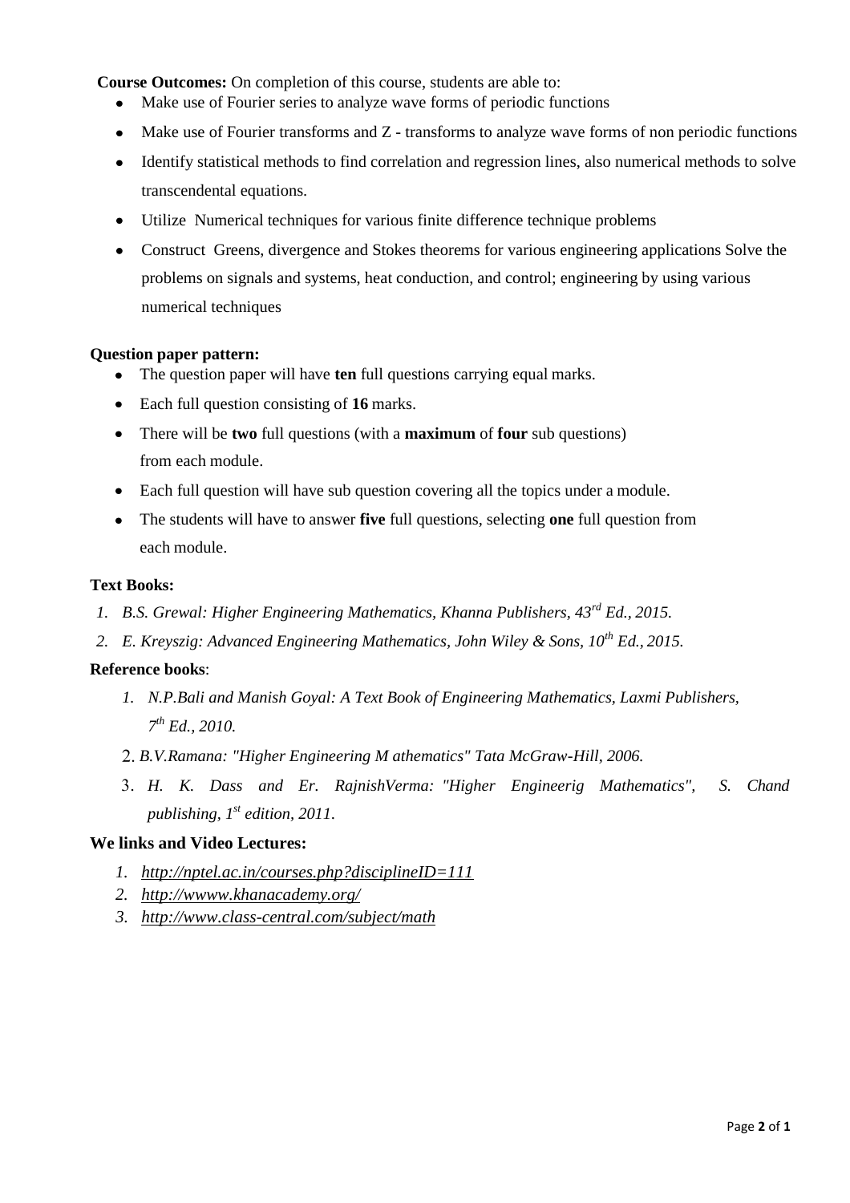**Course Outcomes:** On completion of this course, students are able to:

- Make use of Fourier series to analyze wave forms of periodic functions
- Make use of Fourier transforms and Z - transforms to analyze wave forms of non periodic functions
- Identify statistical methods to find correlation and regression lines, also numerical methods to solve transcendental equations.
- Utilize Numerical techniques for various finite difference technique problems
- Construct Greens, divergence and Stokes theorems for various engineering applications Solve the problems on signals and systems, heat conduction, and control; engineering by using various numerical techniques

**Question paper pattern:**

- The question paper will have **ten** full questions carrying equal marks.
- Each full question consisting of **16** marks.
- There will be **two** full questions (with a **maximum** of **four** sub questions) from each module.
- Each full question will have sub question covering all the topics under a module.
- The students will have to answer **five** full questions, selecting **one** full question from each module.

**Text Books:**

1. *B.S. Grewal: Higher Engineering Mathematics, Khanna Publishers, 43rd Ed., 2015.*
2. *E. Kreyszig: Advanced Engineering Mathematics, John Wiley & Sons, 10th Ed., 2015.*

**Reference books**:

1. *N.P.Bali and Manish Goyal: A Text Book of Engineering Mathematics, Laxmi Publishers, 7th Ed., 2010.*
2. *B.V.Ramana: "Higher Engineering M athematics" Tata McGraw-Hill, 2006.*
3. *H. K. Dass and Er. RajnishVerma: "Higher Engineerig Mathematics", S. Chand publishing, 1st edition, 2011.*

**We links and Video Lectures:**

1. *http://nptel.ac.in/courses.php?disciplineID=111*
2. *http://wwww.khanacademy.org/*
3. *http://www.class-central.com/subject/math*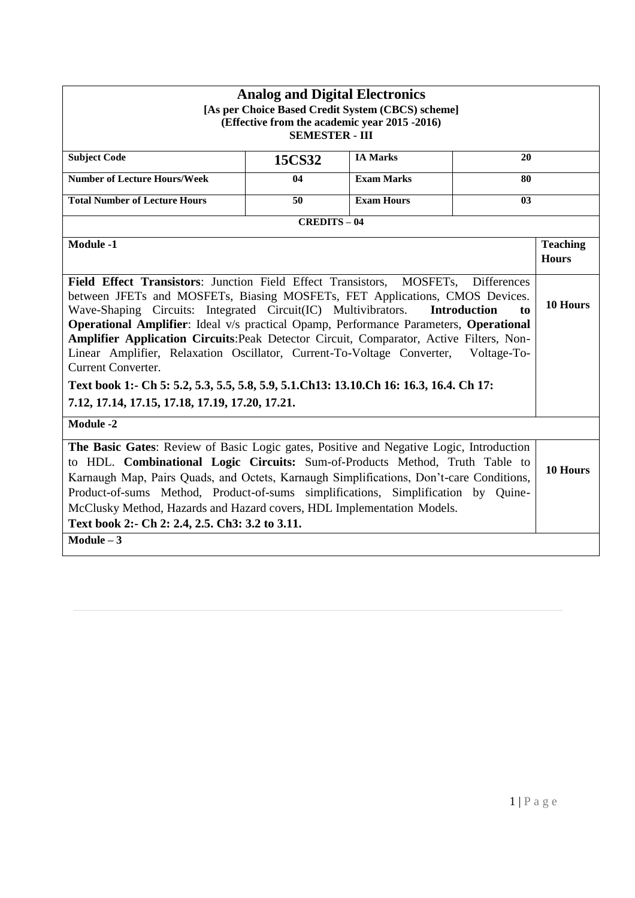# Analog and Digital Electronics

**[As per Choice Based Credit System (CBCS) scheme]**
**(Effective from the academic year 2015 -2016)**
**SEMESTER - III**

| Subject Code | 15CS32 | IA Marks | 20 |
|---|---|---|---|
| Number of Lecture Hours/Week | 04 | Exam Marks | 80 |
| Total Number of Lecture Hours | 50 | Exam Hours | 03 |

**CREDITS – 04**

| Module -1 | Teaching Hours |
|---|---|
| **Field Effect Transistors**: Junction Field Effect Transistors, MOSFETs, Differences between JFETs and MOSFETs, Biasing MOSFETs, FET Applications, CMOS Devices. Wave-Shaping Circuits: Integrated Circuit(IC) Multivibrators. **Introduction to Operational Amplifier**: Ideal v/s practical Opamp, Performance Parameters, **Operational Amplifier Application Circuits**:Peak Detector Circuit, Comparator, Active Filters, Non-Linear Amplifier, Relaxation Oscillator, Current-To-Voltage Converter, Voltage-To-Current Converter. **Text book 1:- Ch 5: 5.2, 5.3, 5.5, 5.8, 5.9, 5.1.Ch13: 13.10.Ch 16: 16.3, 16.4. Ch 17: 7.12, 17.14, 17.15, 17.18, 17.19, 17.20, 17.21.** | 10 Hours |
| **Module -2** | |
| **The Basic Gates**: Review of Basic Logic gates, Positive and Negative Logic, Introduction to HDL. **Combinational Logic Circuits:** Sum-of-Products Method, Truth Table to Karnaugh Map, Pairs Quads, and Octets, Karnaugh Simplifications, Don't-care Conditions, Product-of-sums Method, Product-of-sums simplifications, Simplification by Quine-McClusky Method, Hazards and Hazard covers, HDL Implementation Models. **Text book 2:- Ch 2: 2.4, 2.5. Ch3: 3.2 to 3.11.** | 10 Hours |
| **Module – 3** | |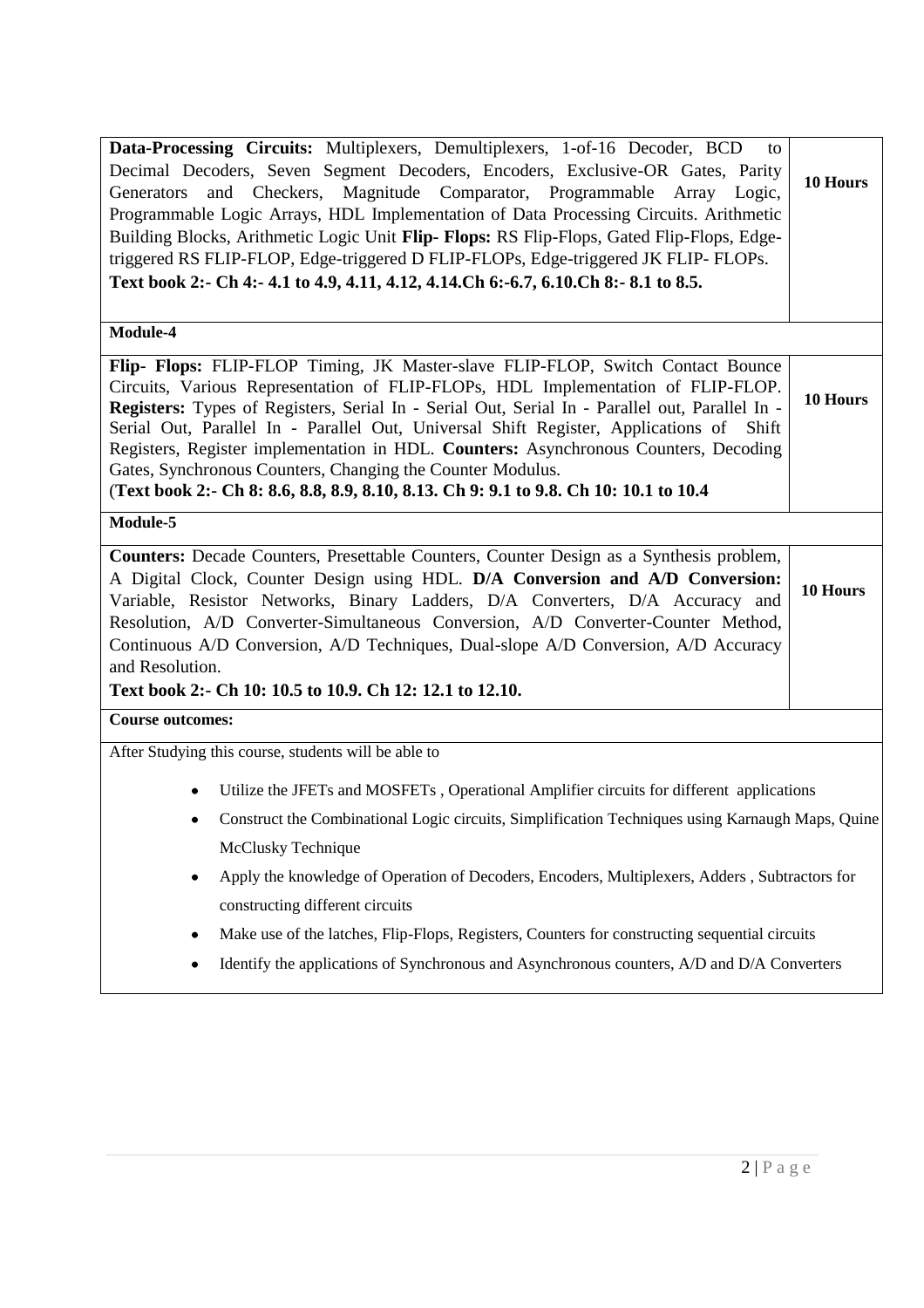| | |
|---|---|
| **Data-Processing Circuits:** Multiplexers, Demultiplexers, 1-of-16 Decoder, BCD to Decimal Decoders, Seven Segment Decoders, Encoders, Exclusive-OR Gates, Parity Generators and Checkers, Magnitude Comparator, Programmable Array Logic, Programmable Logic Arrays, HDL Implementation of Data Processing Circuits. Arithmetic Building Blocks, Arithmetic Logic Unit **Flip- Flops:** RS Flip-Flops, Gated Flip-Flops, Edge-triggered RS FLIP-FLOP, Edge-triggered D FLIP-FLOPs, Edge-triggered JK FLIP- FLOPs. **Text book 2:- Ch 4:- 4.1 to 4.9, 4.11, 4.12, 4.14.Ch 6:-6.7, 6.10.Ch 8:- 8.1 to 8.5.** | **10 Hours** |
| **Module-4** | |
| **Flip- Flops:** FLIP-FLOP Timing, JK Master-slave FLIP-FLOP, Switch Contact Bounce Circuits, Various Representation of FLIP-FLOPs, HDL Implementation of FLIP-FLOP. **Registers:** Types of Registers, Serial In - Serial Out, Serial In - Parallel out, Parallel In - Serial Out, Parallel In - Parallel Out, Universal Shift Register, Applications of Shift Registers, Register implementation in HDL. **Counters:** Asynchronous Counters, Decoding Gates, Synchronous Counters, Changing the Counter Modulus. (**Text book 2:- Ch 8: 8.6, 8.8, 8.9, 8.10, 8.13. Ch 9: 9.1 to 9.8. Ch 10: 10.1 to 10.4** | **10 Hours** |
| **Module-5** | |
| **Counters:** Decade Counters, Presettable Counters, Counter Design as a Synthesis problem, A Digital Clock, Counter Design using HDL. **D/A Conversion and A/D Conversion:** Variable, Resistor Networks, Binary Ladders, D/A Converters, D/A Accuracy and Resolution, A/D Converter-Simultaneous Conversion, A/D Converter-Counter Method, Continuous A/D Conversion, A/D Techniques, Dual-slope A/D Conversion, A/D Accuracy and Resolution. **Text book 2:- Ch 10: 10.5 to 10.9. Ch 12: 12.1 to 12.10.** | **10 Hours** |

**Course outcomes:**

After Studying this course, students will be able to

- Utilize the JFETs and MOSFETs , Operational Amplifier circuits for different applications
- Construct the Combinational Logic circuits, Simplification Techniques using Karnaugh Maps, Quine McClusky Technique
- Apply the knowledge of Operation of Decoders, Encoders, Multiplexers, Adders , Subtractors for constructing different circuits
- Make use of the latches, Flip-Flops, Registers, Counters for constructing sequential circuits
- Identify the applications of Synchronous and Asynchronous counters, A/D and D/A Converters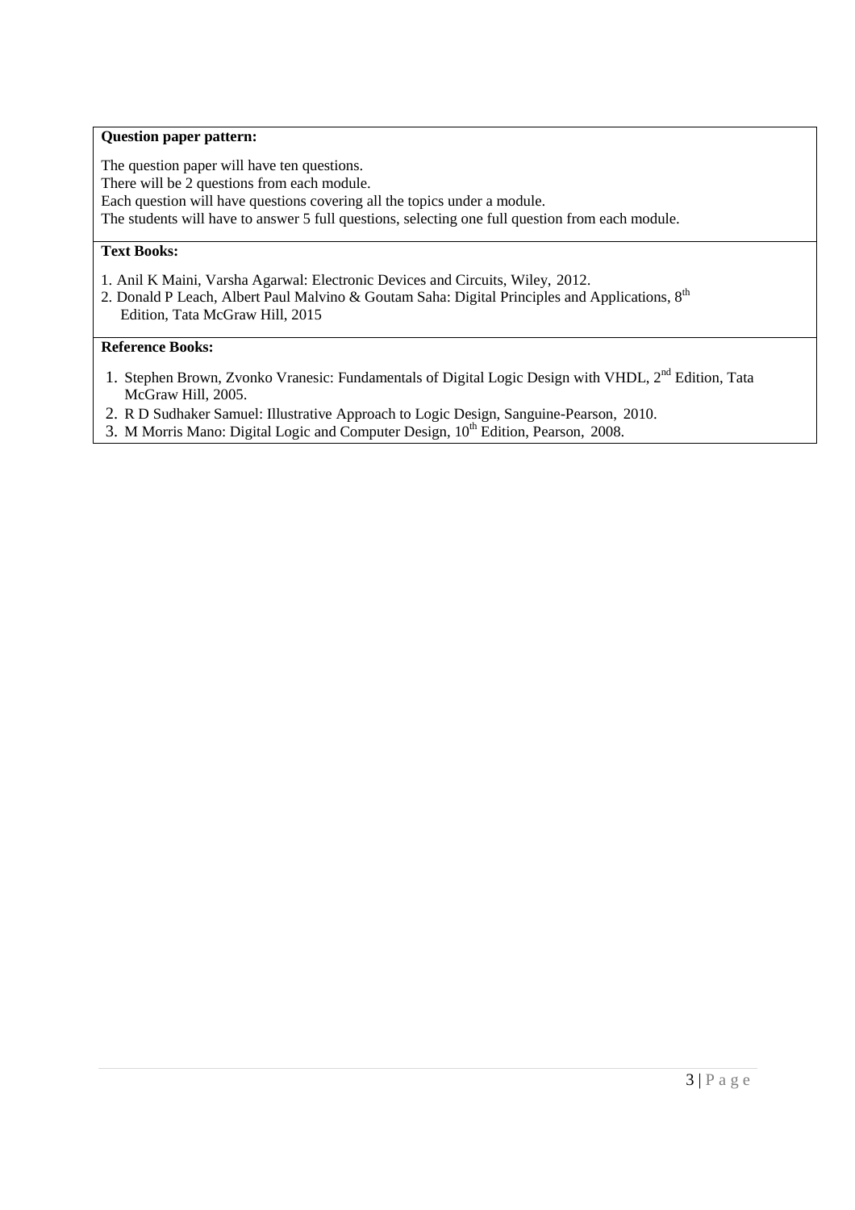**Question paper pattern:**

The question paper will have ten questions.
There will be 2 questions from each module.
Each question will have questions covering all the topics under a module.
The students will have to answer 5 full questions, selecting one full question from each module.

**Text Books:**

1. Anil K Maini, Varsha Agarwal: Electronic Devices and Circuits, Wiley, 2012.
2. Donald P Leach, Albert Paul Malvino & Goutam Saha: Digital Principles and Applications, 8th Edition, Tata McGraw Hill, 2015

**Reference Books:**

1. Stephen Brown, Zvonko Vranesic: Fundamentals of Digital Logic Design with VHDL, 2nd Edition, Tata McGraw Hill, 2005.
2. R D Sudhaker Samuel: Illustrative Approach to Logic Design, Sanguine-Pearson, 2010.
3. M Morris Mano: Digital Logic and Computer Design, 10th Edition, Pearson, 2008.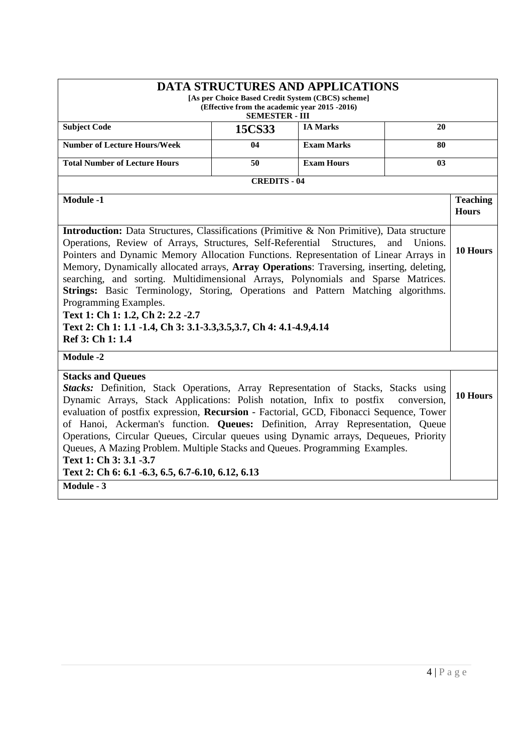# DATA STRUCTURES AND APPLICATIONS

**[As per Choice Based Credit System (CBCS) scheme]**
**(Effective from the academic year 2015 -2016)**
**SEMESTER - III**

| Subject Code | 15CS33 | IA Marks | 20 |
|---|---|---|---|
| Number of Lecture Hours/Week | 04 | Exam Marks | 80 |
| Total Number of Lecture Hours | 50 | Exam Hours | 03 |

**CREDITS - 04**

| Module -1 | Teaching Hours |
|---|---|
| **Introduction:** Data Structures, Classifications (Primitive & Non Primitive), Data structure Operations, Review of Arrays, Structures, Self-Referential Structures, and Unions. Pointers and Dynamic Memory Allocation Functions. Representation of Linear Arrays in Memory, Dynamically allocated arrays, **Array Operations**: Traversing, inserting, deleting, searching, and sorting. Multidimensional Arrays, Polynomials and Sparse Matrices. **Strings:** Basic Terminology, Storing, Operations and Pattern Matching algorithms. Programming Examples.<br>**Text 1: Ch 1: 1.2, Ch 2: 2.2 -2.7**<br>**Text 2: Ch 1: 1.1 -1.4, Ch 3: 3.1-3.3,3.5,3.7, Ch 4: 4.1-4.9,4.14**<br>**Ref 3: Ch 1: 1.4** | 10 Hours |
| **Module -2** | |
| **Stacks and Queues**<br>***Stacks:*** Definition, Stack Operations, Array Representation of Stacks, Stacks using Dynamic Arrays, Stack Applications: Polish notation, Infix to postfix conversion, evaluation of postfix expression, **Recursion** - Factorial, GCD, Fibonacci Sequence, Tower of Hanoi, Ackerman's function. **Queues:** Definition, Array Representation, Queue Operations, Circular Queues, Circular queues using Dynamic arrays, Dequeues, Priority Queues, A Mazing Problem. Multiple Stacks and Queues. Programming Examples.<br>**Text 1: Ch 3: 3.1 -3.7**<br>**Text 2: Ch 6: 6.1 -6.3, 6.5, 6.7-6.10, 6.12, 6.13** | 10 Hours |
| **Module - 3** | |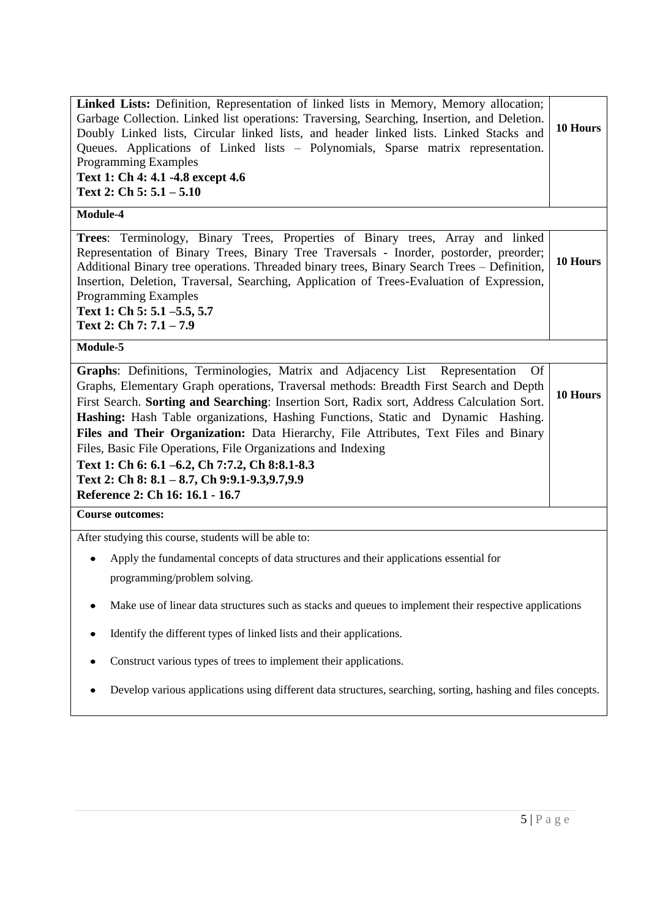| | |
|---|---|
| **Linked Lists:** Definition, Representation of linked lists in Memory, Memory allocation; Garbage Collection. Linked list operations: Traversing, Searching, Insertion, and Deletion. Doubly Linked lists, Circular linked lists, and header linked lists. Linked Stacks and Queues. Applications of Linked lists – Polynomials, Sparse matrix representation. Programming Examples<br>**Text 1: Ch 4: 4.1 -4.8 except 4.6**<br>**Text 2: Ch 5: 5.1 – 5.10** | **10 Hours** |
| **Module-4** | |
| **Trees**: Terminology, Binary Trees, Properties of Binary trees, Array and linked Representation of Binary Trees, Binary Tree Traversals - Inorder, postorder, preorder; Additional Binary tree operations. Threaded binary trees, Binary Search Trees – Definition, Insertion, Deletion, Traversal, Searching, Application of Trees-Evaluation of Expression, Programming Examples<br>**Text 1: Ch 5: 5.1 –5.5, 5.7**<br>**Text 2: Ch 7: 7.1 – 7.9** | **10 Hours** |
| **Module-5** | |
| **Graphs**: Definitions, Terminologies, Matrix and Adjacency List Representation Of Graphs, Elementary Graph operations, Traversal methods: Breadth First Search and Depth First Search. **Sorting and Searching**: Insertion Sort, Radix sort, Address Calculation Sort. **Hashing:** Hash Table organizations, Hashing Functions, Static and Dynamic Hashing. **Files and Their Organization:** Data Hierarchy, File Attributes, Text Files and Binary Files, Basic File Operations, File Organizations and Indexing<br>**Text 1: Ch 6: 6.1 –6.2, Ch 7:7.2, Ch 8:8.1-8.3**<br>**Text 2: Ch 8: 8.1 – 8.7, Ch 9:9.1-9.3,9.7,9.9**<br>**Reference 2: Ch 16: 16.1 - 16.7** | **10 Hours** |

**Course outcomes:**

After studying this course, students will be able to:

- Apply the fundamental concepts of data structures and their applications essential for programming/problem solving.
- Make use of linear data structures such as stacks and queues to implement their respective applications
- Identify the different types of linked lists and their applications.
- Construct various types of trees to implement their applications.
- Develop various applications using different data structures, searching, sorting, hashing and files concepts.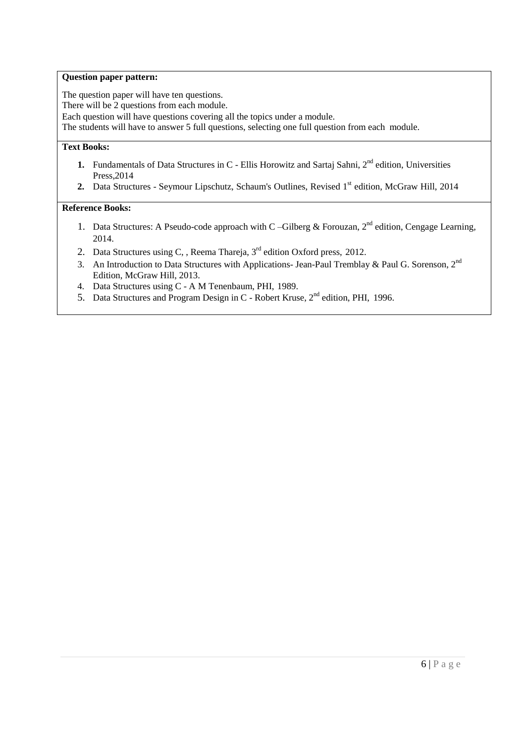**Question paper pattern:**

The question paper will have ten questions.
There will be 2 questions from each module.
Each question will have questions covering all the topics under a module.
The students will have to answer 5 full questions, selecting one full question from each module.

**Text Books:**

1. Fundamentals of Data Structures in C - Ellis Horowitz and Sartaj Sahni, 2nd edition, Universities Press,2014
2. Data Structures - Seymour Lipschutz, Schaum's Outlines, Revised 1st edition, McGraw Hill, 2014

**Reference Books:**

1. Data Structures: A Pseudo-code approach with C –Gilberg & Forouzan, 2nd edition, Cengage Learning, 2014.
2. Data Structures using C, , Reema Thareja, 3rd edition Oxford press, 2012.
3. An Introduction to Data Structures with Applications- Jean-Paul Tremblay & Paul G. Sorenson, 2nd Edition, McGraw Hill, 2013.
4. Data Structures using C - A M Tenenbaum, PHI, 1989.
5. Data Structures and Program Design in C - Robert Kruse, 2nd edition, PHI, 1996.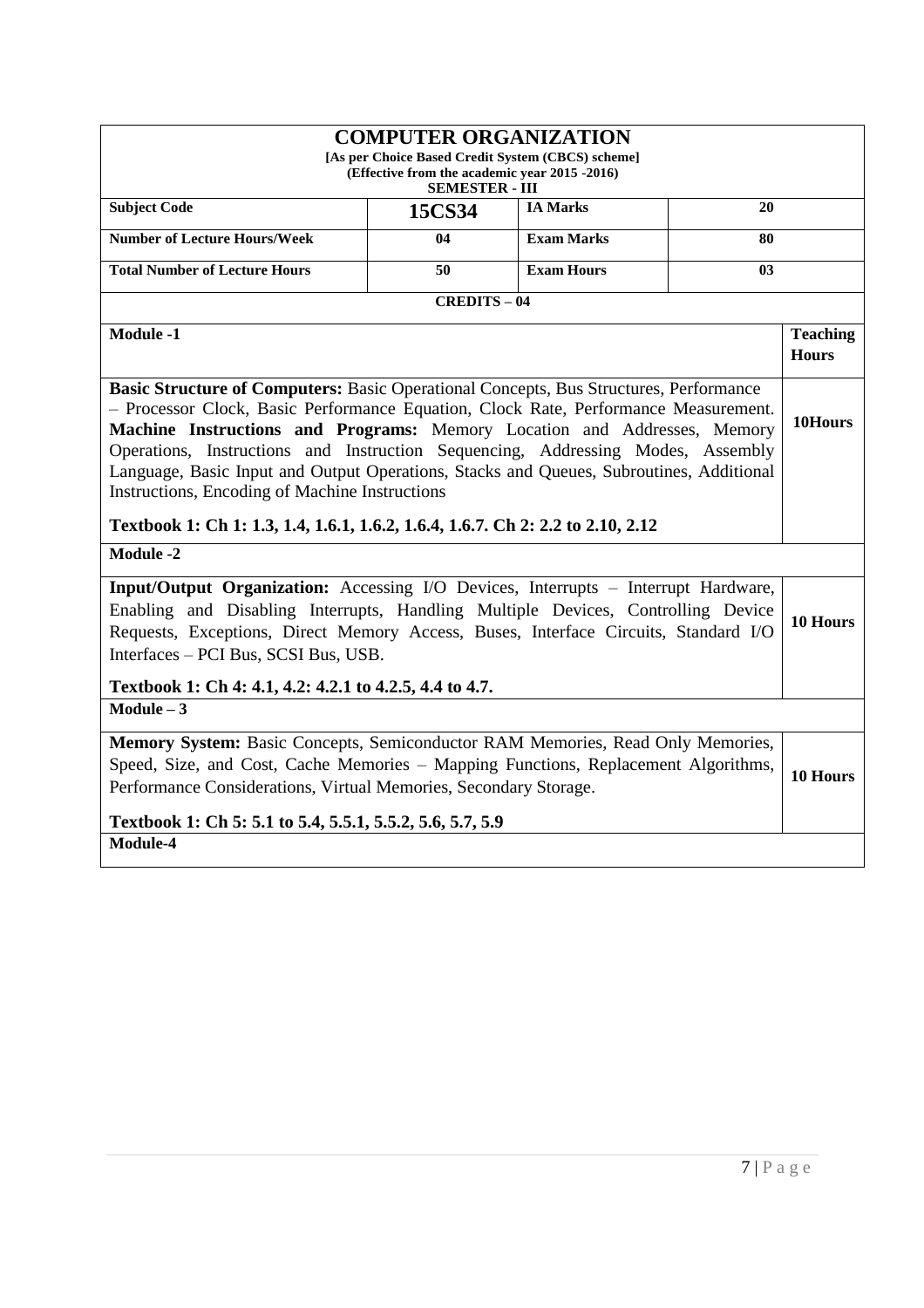# COMPUTER ORGANIZATION

**[As per Choice Based Credit System (CBCS) scheme]**
**(Effective from the academic year 2015 -2016)**
**SEMESTER - III**

| Subject Code | 15CS34 | IA Marks | 20 |
|---|---|---|---|
| Number of Lecture Hours/Week | 04 | Exam Marks | 80 |
| Total Number of Lecture Hours | 50 | Exam Hours | 03 |

**CREDITS – 04**

| Module -1 | Teaching Hours |
|---|---|
| **Basic Structure of Computers:** Basic Operational Concepts, Bus Structures, Performance – Processor Clock, Basic Performance Equation, Clock Rate, Performance Measurement. **Machine Instructions and Programs:** Memory Location and Addresses, Memory Operations, Instructions and Instruction Sequencing, Addressing Modes, Assembly Language, Basic Input and Output Operations, Stacks and Queues, Subroutines, Additional Instructions, Encoding of Machine Instructions<br><br>**Textbook 1: Ch 1: 1.3, 1.4, 1.6.1, 1.6.2, 1.6.4, 1.6.7. Ch 2: 2.2 to 2.10, 2.12** | 10Hours |
| **Module -2** | |
| **Input/Output Organization:** Accessing I/O Devices, Interrupts – Interrupt Hardware, Enabling and Disabling Interrupts, Handling Multiple Devices, Controlling Device Requests, Exceptions, Direct Memory Access, Buses, Interface Circuits, Standard I/O Interfaces – PCI Bus, SCSI Bus, USB.<br><br>**Textbook 1: Ch 4: 4.1, 4.2: 4.2.1 to 4.2.5, 4.4 to 4.7.** | 10 Hours |
| **Module – 3** | |
| **Memory System:** Basic Concepts, Semiconductor RAM Memories, Read Only Memories, Speed, Size, and Cost, Cache Memories – Mapping Functions, Replacement Algorithms, Performance Considerations, Virtual Memories, Secondary Storage.<br><br>**Textbook 1: Ch 5: 5.1 to 5.4, 5.5.1, 5.5.2, 5.6, 5.7, 5.9** | 10 Hours |
| **Module-4** | |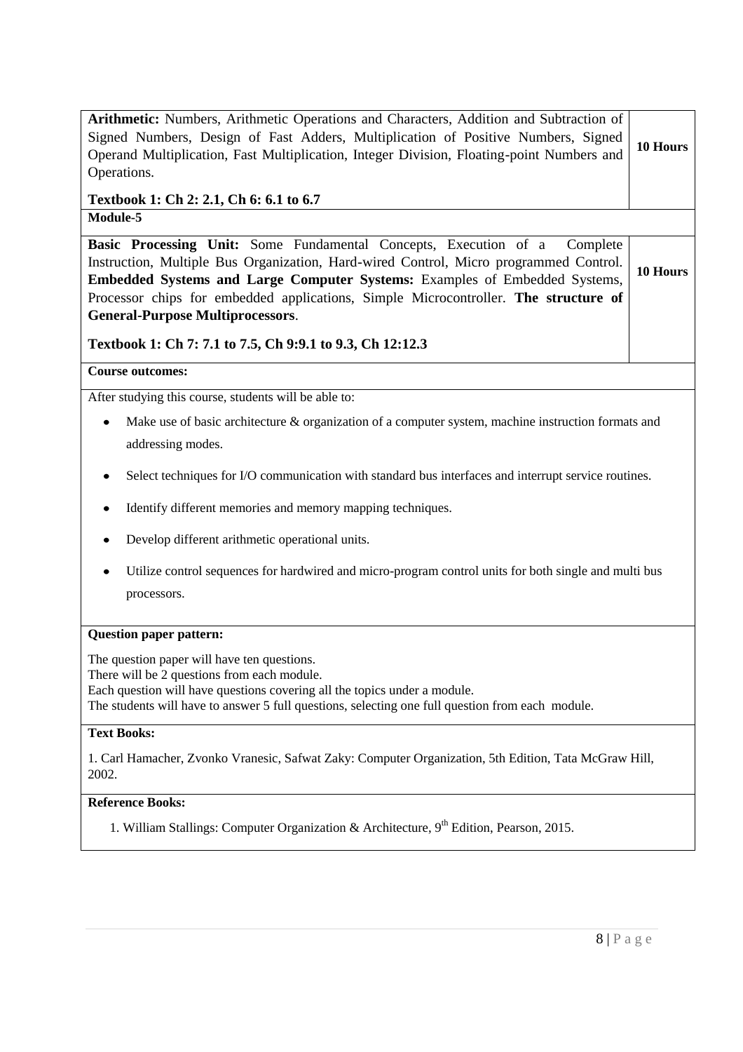| | |
|---|---|
| **Arithmetic:** Numbers, Arithmetic Operations and Characters, Addition and Subtraction of Signed Numbers, Design of Fast Adders, Multiplication of Positive Numbers, Signed Operand Multiplication, Fast Multiplication, Integer Division, Floating-point Numbers and Operations.<br><br>**Textbook 1: Ch 2: 2.1, Ch 6: 6.1 to 6.7** | **10 Hours** |
| **Module-5** | |
| **Basic Processing Unit:** Some Fundamental Concepts, Execution of a Complete Instruction, Multiple Bus Organization, Hard-wired Control, Micro programmed Control. **Embedded Systems and Large Computer Systems:** Examples of Embedded Systems, Processor chips for embedded applications, Simple Microcontroller. **The structure of General-Purpose Multiprocessors**.<br><br>**Textbook 1: Ch 7: 7.1 to 7.5, Ch 9:9.1 to 9.3, Ch 12:12.3** | **10 Hours** |

**Course outcomes:**

After studying this course, students will be able to:

- Make use of basic architecture & organization of a computer system, machine instruction formats and addressing modes.
- Select techniques for I/O communication with standard bus interfaces and interrupt service routines.
- Identify different memories and memory mapping techniques.
- Develop different arithmetic operational units.
- Utilize control sequences for hardwired and micro-program control units for both single and multi bus processors.

**Question paper pattern:**

The question paper will have ten questions.
There will be 2 questions from each module.
Each question will have questions covering all the topics under a module.
The students will have to answer 5 full questions, selecting one full question from each module.

**Text Books:**

1. Carl Hamacher, Zvonko Vranesic, Safwat Zaky: Computer Organization, 5th Edition, Tata McGraw Hill, 2002.

**Reference Books:**

1. William Stallings: Computer Organization & Architecture, 9th Edition, Pearson, 2015.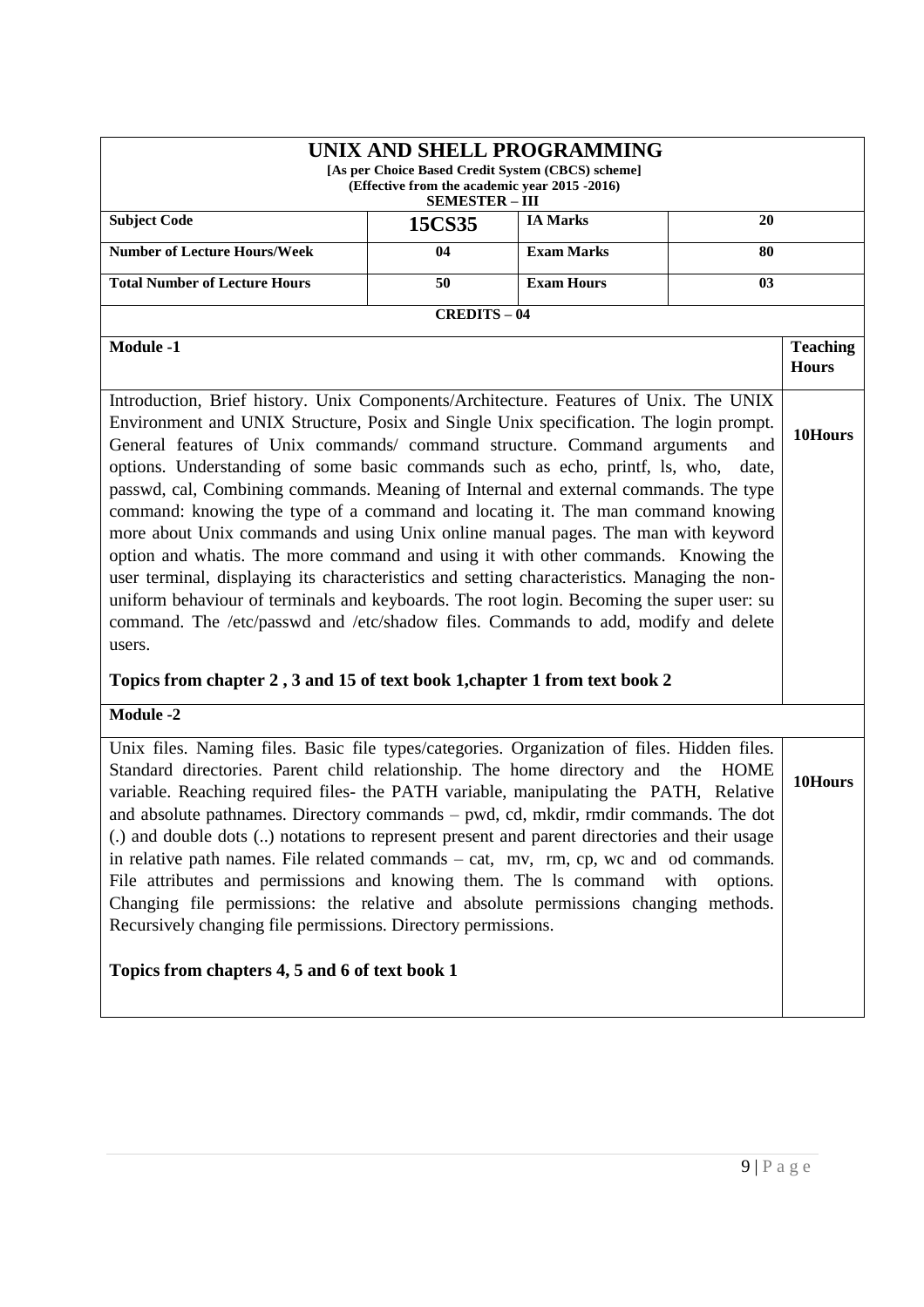# UNIX AND SHELL PROGRAMMING

**[As per Choice Based Credit System (CBCS) scheme]**
**(Effective from the academic year 2015 -2016)**
**SEMESTER – III**

| | | | |
|---|---|---|---|
| **Subject Code** | **15CS35** | **IA Marks** | **20** |
| **Number of Lecture Hours/Week** | **04** | **Exam Marks** | **80** |
| **Total Number of Lecture Hours** | **50** | **Exam Hours** | **03** |

**CREDITS – 04**

| Module | Teaching Hours |
|---|---|
| **Module -1** | |
| Introduction, Brief history. Unix Components/Architecture. Features of Unix. The UNIX Environment and UNIX Structure, Posix and Single Unix specification. The login prompt. General features of Unix commands/ command structure. Command arguments and options. Understanding of some basic commands such as echo, printf, ls, who, date, passwd, cal, Combining commands. Meaning of Internal and external commands. The type command: knowing the type of a command and locating it. The man command knowing more about Unix commands and using Unix online manual pages. The man with keyword option and whatis. The more command and using it with other commands. Knowing the user terminal, displaying its characteristics and setting characteristics. Managing the non-uniform behaviour of terminals and keyboards. The root login. Becoming the super user: su command. The /etc/passwd and /etc/shadow files. Commands to add, modify and delete users.<br><br>**Topics from chapter 2 , 3 and 15 of text book 1,chapter 1 from text book 2** | **10Hours** |
| **Module -2** | |
| Unix files. Naming files. Basic file types/categories. Organization of files. Hidden files. Standard directories. Parent child relationship. The home directory and the HOME variable. Reaching required files- the PATH variable, manipulating the PATH, Relative and absolute pathnames. Directory commands – pwd, cd, mkdir, rmdir commands. The dot (.) and double dots (..) notations to represent present and parent directories and their usage in relative path names. File related commands – cat, mv, rm, cp, wc and od commands. File attributes and permissions and knowing them. The ls command with options. Changing file permissions: the relative and absolute permissions changing methods. Recursively changing file permissions. Directory permissions.<br><br>**Topics from chapters 4, 5 and 6 of text book 1** | **10Hours** |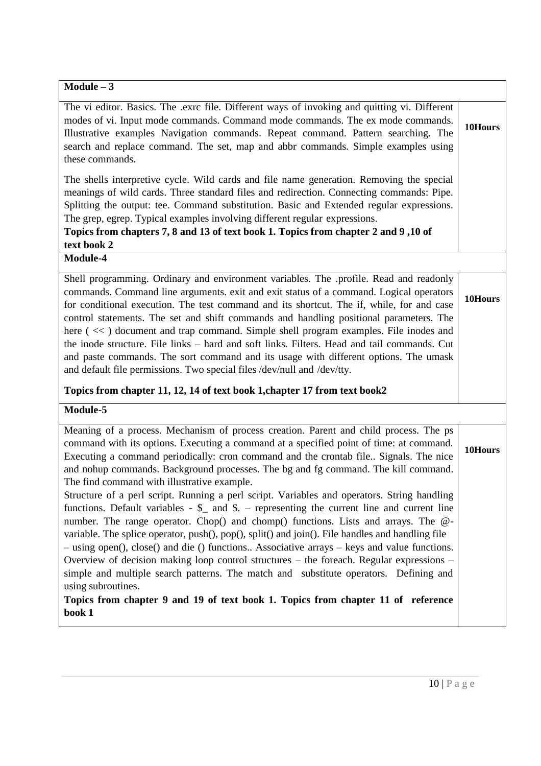| Module – 3 | |
|---|---|
| The vi editor. Basics. The .exrc file. Different ways of invoking and quitting vi. Different modes of vi. Input mode commands. Command mode commands. The ex mode commands. Illustrative examples Navigation commands. Repeat command. Pattern searching. The search and replace command. The set, map and abbr commands. Simple examples using these commands.<br><br>The shells interpretive cycle. Wild cards and file name generation. Removing the special meanings of wild cards. Three standard files and redirection. Connecting commands: Pipe. Splitting the output: tee. Command substitution. Basic and Extended regular expressions. The grep, egrep. Typical examples involving different regular expressions.<br>**Topics from chapters 7, 8 and 13 of text book 1. Topics from chapter 2 and 9 ,10 of text book 2** | **10Hours** |
| **Module-4** | |
| Shell programming. Ordinary and environment variables. The .profile. Read and readonly commands. Command line arguments. exit and exit status of a command. Logical operators for conditional execution. The test command and its shortcut. The if, while, for and case control statements. The set and shift commands and handling positional parameters. The here ( << ) document and trap command. Simple shell program examples. File inodes and the inode structure. File links – hard and soft links. Filters. Head and tail commands. Cut and paste commands. The sort command and its usage with different options. The umask and default file permissions. Two special files /dev/null and /dev/tty.<br><br>**Topics from chapter 11, 12, 14 of text book 1,chapter 17 from text book2** | **10Hours** |
| **Module-5** | |
| Meaning of a process. Mechanism of process creation. Parent and child process. The ps command with its options. Executing a command at a specified point of time: at command. Executing a command periodically: cron command and the crontab file.. Signals. The nice and nohup commands. Background processes. The bg and fg command. The kill command. The find command with illustrative example.<br>Structure of a perl script. Running a perl script. Variables and operators. String handling functions. Default variables - $_ and $. – representing the current line and current line number. The range operator. Chop() and chomp() functions. Lists and arrays. The @- variable. The splice operator, push(), pop(), split() and join(). File handles and handling file – using open(), close() and die () functions.. Associative arrays – keys and value functions. Overview of decision making loop control structures – the foreach. Regular expressions – simple and multiple search patterns. The match and substitute operators. Defining and using subroutines.<br>**Topics from chapter 9 and 19 of text book 1. Topics from chapter 11 of reference book 1** | **10Hours** |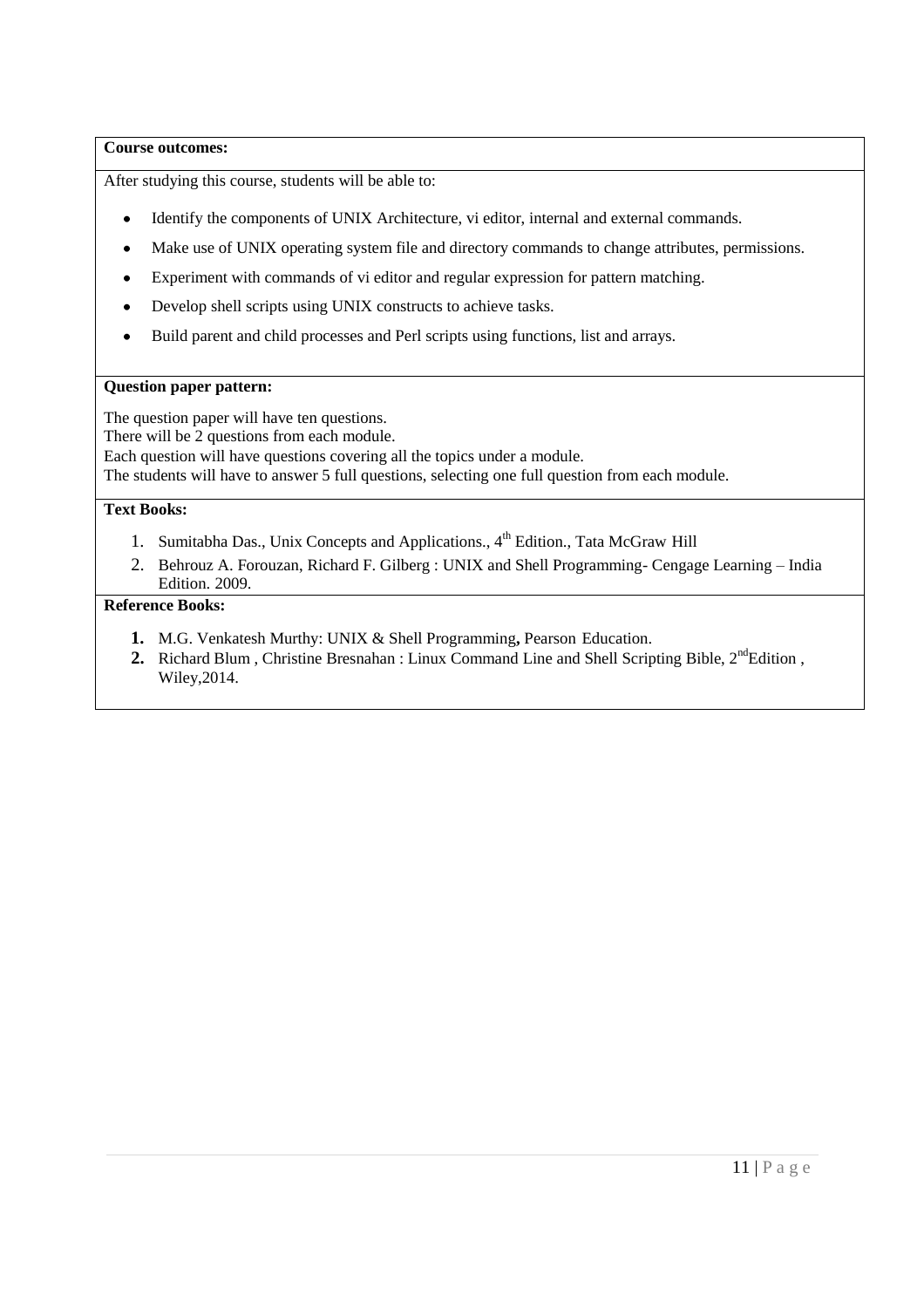**Course outcomes:**

After studying this course, students will be able to:

- Identify the components of UNIX Architecture, vi editor, internal and external commands.
- Make use of UNIX operating system file and directory commands to change attributes, permissions.
- Experiment with commands of vi editor and regular expression for pattern matching.
- Develop shell scripts using UNIX constructs to achieve tasks.
- Build parent and child processes and Perl scripts using functions, list and arrays.

**Question paper pattern:**

The question paper will have ten questions.
There will be 2 questions from each module.
Each question will have questions covering all the topics under a module.
The students will have to answer 5 full questions, selecting one full question from each module.

**Text Books:**

1. Sumitabha Das., Unix Concepts and Applications., 4th Edition., Tata McGraw Hill
2. Behrouz A. Forouzan, Richard F. Gilberg : UNIX and Shell Programming- Cengage Learning – India Edition. 2009.

**Reference Books:**

1. M.G. Venkatesh Murthy: UNIX & Shell Programming**,** Pearson Education.
2. Richard Blum , Christine Bresnahan : Linux Command Line and Shell Scripting Bible, 2nd Edition , Wiley,2014.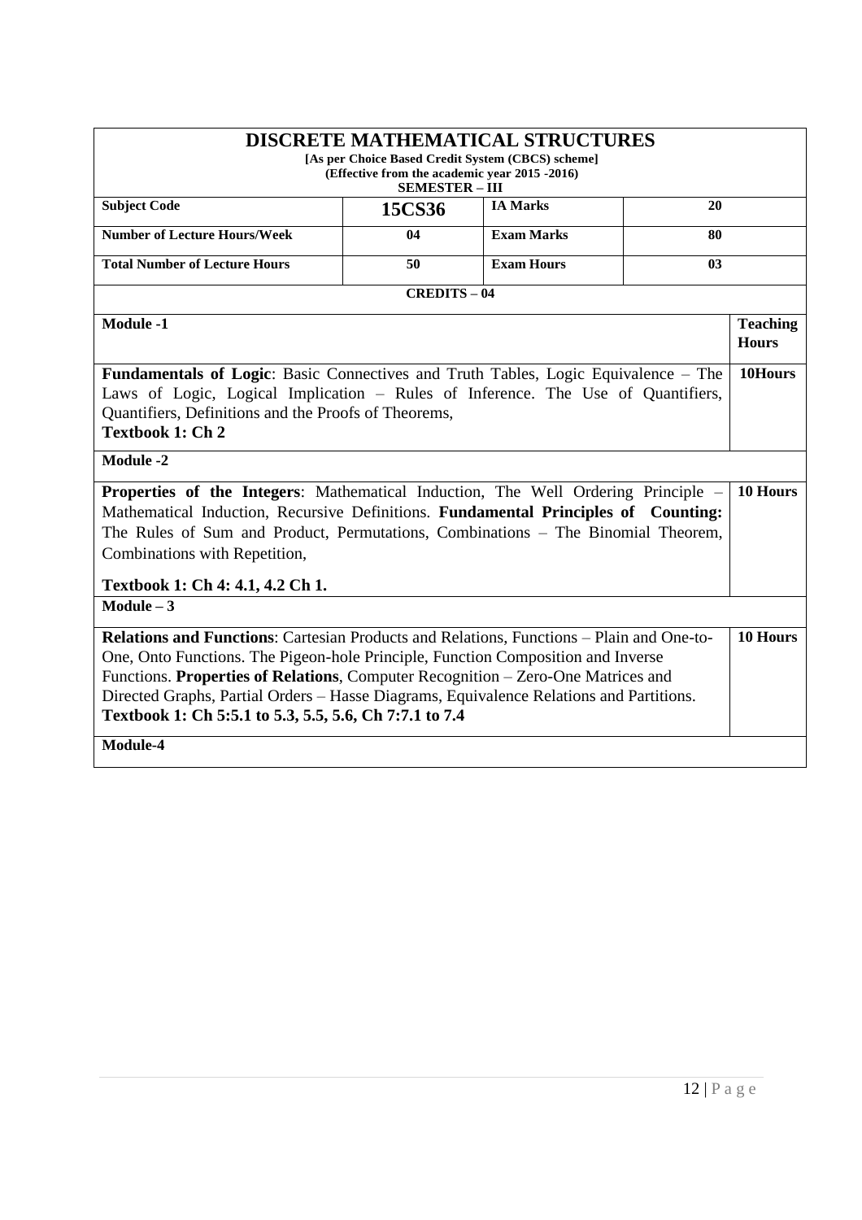# DISCRETE MATHEMATICAL STRUCTURES

**[As per Choice Based Credit System (CBCS) scheme]**
**(Effective from the academic year 2015 -2016)**
**SEMESTER – III**

| | | | |
|---|---|---|---|
| **Subject Code** | **15CS36** | **IA Marks** | **20** |
| **Number of Lecture Hours/Week** | **04** | **Exam Marks** | **80** |
| **Total Number of Lecture Hours** | **50** | **Exam Hours** | **03** |

**CREDITS – 04**

| Module | Teaching Hours |
|---|---|
| **Module -1** | |
| **Fundamentals of Logic**: Basic Connectives and Truth Tables, Logic Equivalence – The Laws of Logic, Logical Implication – Rules of Inference. The Use of Quantifiers, Quantifiers, Definitions and the Proofs of Theorems, **Textbook 1: Ch 2** | 10Hours |
| **Module -2** | |
| **Properties of the Integers**: Mathematical Induction, The Well Ordering Principle – Mathematical Induction, Recursive Definitions. **Fundamental Principles of Counting:** The Rules of Sum and Product, Permutations, Combinations – The Binomial Theorem, Combinations with Repetition, **Textbook 1: Ch 4: 4.1, 4.2 Ch 1.** | 10 Hours |
| **Module – 3** | |
| **Relations and Functions**: Cartesian Products and Relations, Functions – Plain and One-to-One, Onto Functions. The Pigeon-hole Principle, Function Composition and Inverse Functions. **Properties of Relations**, Computer Recognition – Zero-One Matrices and Directed Graphs, Partial Orders – Hasse Diagrams, Equivalence Relations and Partitions. **Textbook 1: Ch 5:5.1 to 5.3, 5.5, 5.6, Ch 7:7.1 to 7.4** | 10 Hours |
| **Module-4** | |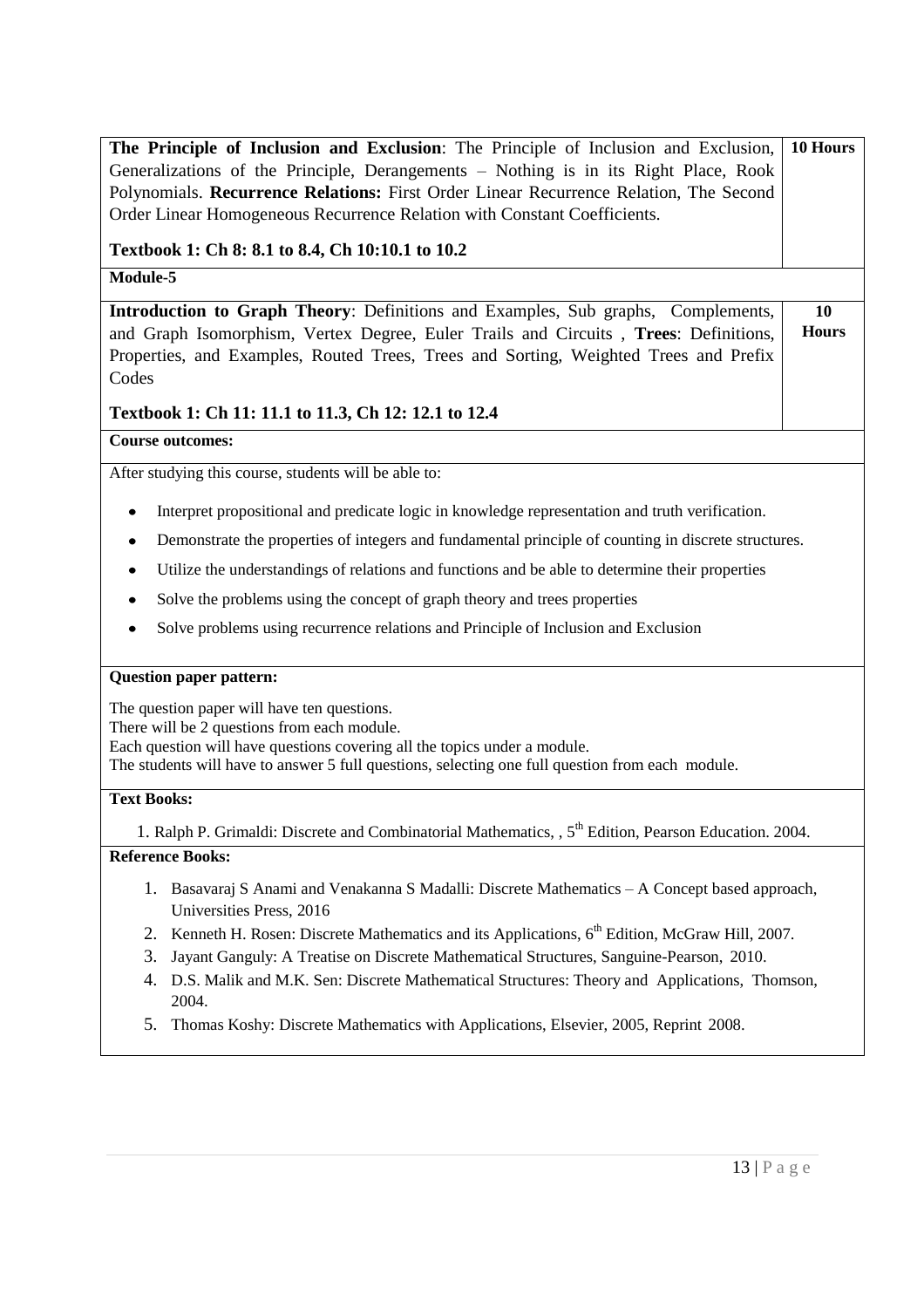| | |
|---|---|
| **The Principle of Inclusion and Exclusion**: The Principle of Inclusion and Exclusion, Generalizations of the Principle, Derangements – Nothing is in its Right Place, Rook Polynomials. **Recurrence Relations:** First Order Linear Recurrence Relation, The Second Order Linear Homogeneous Recurrence Relation with Constant Coefficients.<br><br>**Textbook 1: Ch 8: 8.1 to 8.4, Ch 10:10.1 to 10.2** | **10 Hours** |
| **Module-5** | |
| **Introduction to Graph Theory**: Definitions and Examples, Sub graphs, Complements, and Graph Isomorphism, Vertex Degree, Euler Trails and Circuits , **Trees**: Definitions, Properties, and Examples, Routed Trees, Trees and Sorting, Weighted Trees and Prefix Codes<br><br>**Textbook 1: Ch 11: 11.1 to 11.3, Ch 12: 12.1 to 12.4** | **10 Hours** |

**Course outcomes:**

After studying this course, students will be able to:

- Interpret propositional and predicate logic in knowledge representation and truth verification.
- Demonstrate the properties of integers and fundamental principle of counting in discrete structures.
- Utilize the understandings of relations and functions and be able to determine their properties
- Solve the problems using the concept of graph theory and trees properties
- Solve problems using recurrence relations and Principle of Inclusion and Exclusion

**Question paper pattern:**

The question paper will have ten questions.
There will be 2 questions from each module.
Each question will have questions covering all the topics under a module.
The students will have to answer 5 full questions, selecting one full question from each module.

**Text Books:**

1. Ralph P. Grimaldi: Discrete and Combinatorial Mathematics, , 5th Edition, Pearson Education. 2004.

**Reference Books:**

1. Basavaraj S Anami and Venakanna S Madalli: Discrete Mathematics – A Concept based approach, Universities Press, 2016
2. Kenneth H. Rosen: Discrete Mathematics and its Applications, 6th Edition, McGraw Hill, 2007.
3. Jayant Ganguly: A Treatise on Discrete Mathematical Structures, Sanguine-Pearson, 2010.
4. D.S. Malik and M.K. Sen: Discrete Mathematical Structures: Theory and Applications, Thomson, 2004.
5. Thomas Koshy: Discrete Mathematics with Applications, Elsevier, 2005, Reprint 2008.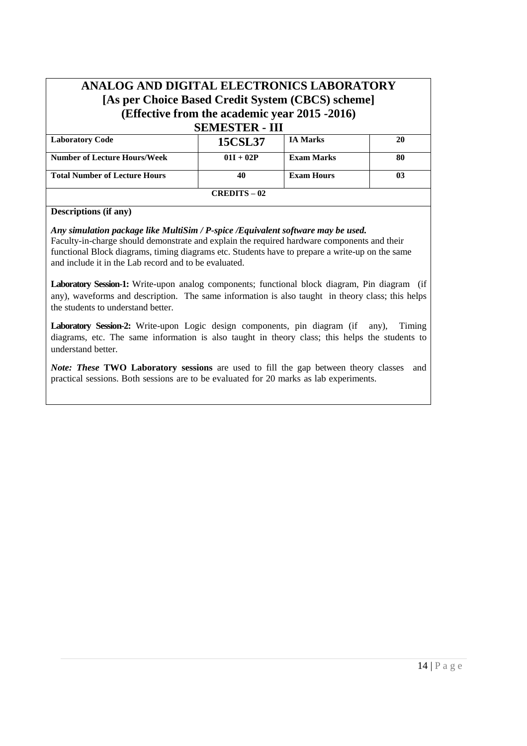# ANALOG AND DIGITAL ELECTRONICS LABORATORY
## [As per Choice Based Credit System (CBCS) scheme]
## (Effective from the academic year 2015 -2016)
## SEMESTER - III

| Laboratory Code | 15CSL37 | IA Marks | 20 |
|---|---|---|---|
| Number of Lecture Hours/Week | 01I + 02P | Exam Marks | 80 |
| Total Number of Lecture Hours | 40 | Exam Hours | 03 |
| CREDITS – 02 | | | |

**Descriptions (if any)**

***Any simulation package like MultiSim / P-spice /Equivalent software may be used.***
Faculty-in-charge should demonstrate and explain the required hardware components and their functional Block diagrams, timing diagrams etc. Students have to prepare a write-up on the same and include it in the Lab record and to be evaluated.

**Laboratory Session-1:** Write-upon analog components; functional block diagram, Pin diagram (if any), waveforms and description. The same information is also taught in theory class; this helps the students to understand better.

**Laboratory Session-2:** Write-upon Logic design components, pin diagram (if any), Timing diagrams, etc. The same information is also taught in theory class; this helps the students to understand better.

***Note: These*** **TWO Laboratory sessions** are used to fill the gap between theory classes and practical sessions. Both sessions are to be evaluated for 20 marks as lab experiments.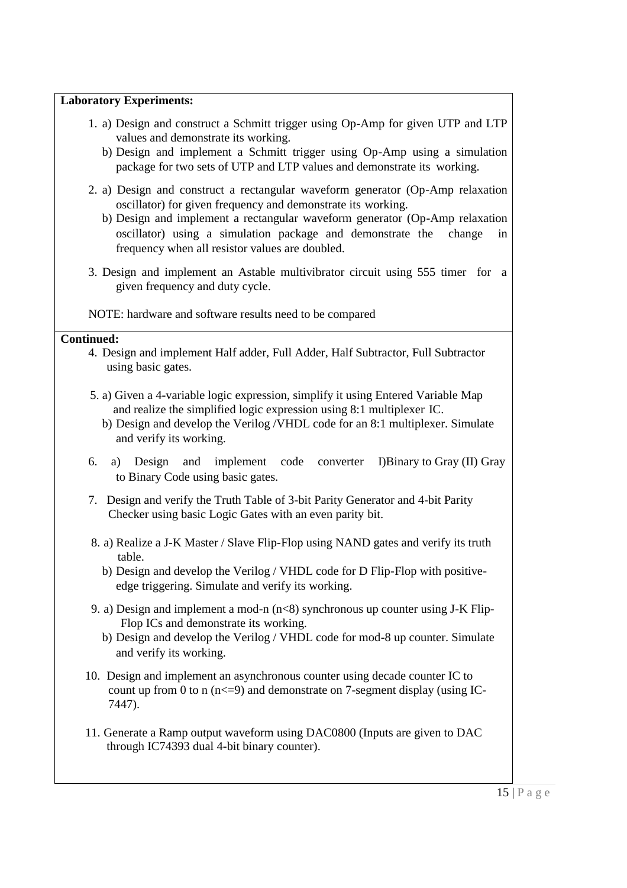**Laboratory Experiments:**

1. a) Design and construct a Schmitt trigger using Op-Amp for given UTP and LTP values and demonstrate its working.
   b) Design and implement a Schmitt trigger using Op-Amp using a simulation package for two sets of UTP and LTP values and demonstrate its working.
2. a) Design and construct a rectangular waveform generator (Op-Amp relaxation oscillator) for given frequency and demonstrate its working.
   b) Design and implement a rectangular waveform generator (Op-Amp relaxation oscillator) using a simulation package and demonstrate the change in frequency when all resistor values are doubled.
3. Design and implement an Astable multivibrator circuit using 555 timer for a given frequency and duty cycle.

NOTE: hardware and software results need to be compared

**Continued:**

4. Design and implement Half adder, Full Adder, Half Subtractor, Full Subtractor using basic gates.
5. a) Given a 4-variable logic expression, simplify it using Entered Variable Map and realize the simplified logic expression using 8:1 multiplexer IC.
   b) Design and develop the Verilog /VHDL code for an 8:1 multiplexer. Simulate and verify its working.
6. a) Design and implement code converter I)Binary to Gray (II) Gray to Binary Code using basic gates.
7. Design and verify the Truth Table of 3-bit Parity Generator and 4-bit Parity Checker using basic Logic Gates with an even parity bit.
8. a) Realize a J-K Master / Slave Flip-Flop using NAND gates and verify its truth table.
   b) Design and develop the Verilog / VHDL code for D Flip-Flop with positive-edge triggering. Simulate and verify its working.
9. a) Design and implement a mod-n (n<8) synchronous up counter using J-K Flip-Flop ICs and demonstrate its working.
   b) Design and develop the Verilog / VHDL code for mod-8 up counter. Simulate and verify its working.
10. Design and implement an asynchronous counter using decade counter IC to count up from 0 to n (n<=9) and demonstrate on 7-segment display (using IC-7447).
11. Generate a Ramp output waveform using DAC0800 (Inputs are given to DAC through IC74393 dual 4-bit binary counter).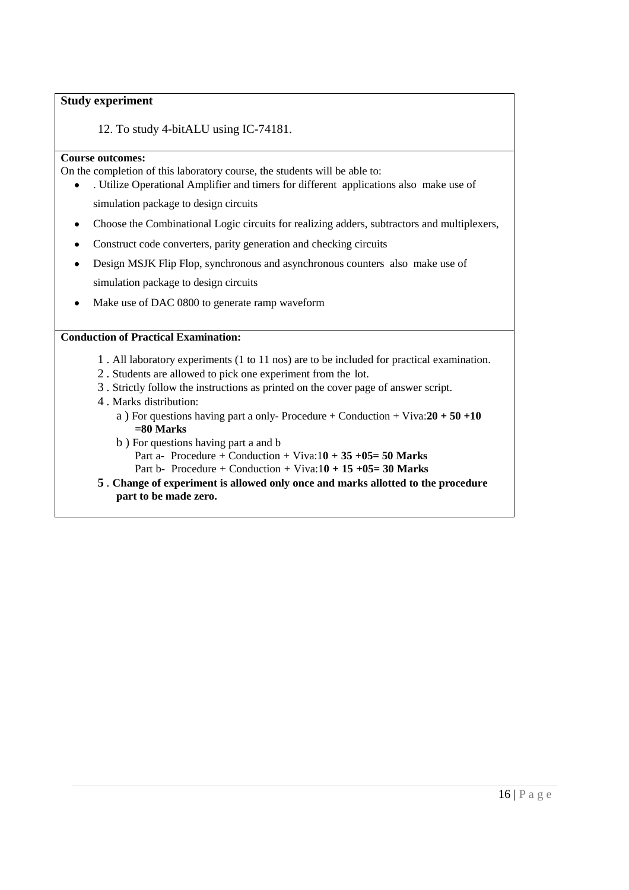**Study experiment**

12. To study 4-bitALU using IC-74181.

**Course outcomes:**

On the completion of this laboratory course, the students will be able to:

- . Utilize Operational Amplifier and timers for different applications also make use of simulation package to design circuits
- Choose the Combinational Logic circuits for realizing adders, subtractors and multiplexers,
- Construct code converters, parity generation and checking circuits
- Design MSJK Flip Flop, synchronous and asynchronous counters also make use of simulation package to design circuits
- Make use of DAC 0800 to generate ramp waveform

**Conduction of Practical Examination:**

1 . All laboratory experiments (1 to 11 nos) are to be included for practical examination.

2 . Students are allowed to pick one experiment from the lot.

3 . Strictly follow the instructions as printed on the cover page of answer script.

4 . Marks distribution:

a ) For questions having part a only- Procedure + Conduction + Viva:**20 + 50 +10 =80 Marks**

b ) For questions having part a and b

Part a- Procedure + Conduction + Viva:1**0 + 35 +05= 50 Marks**

Part b- Procedure + Conduction + Viva:1**0 + 15 +05= 30 Marks**

**5 . Change of experiment is allowed only once and marks allotted to the procedure part to be made zero.**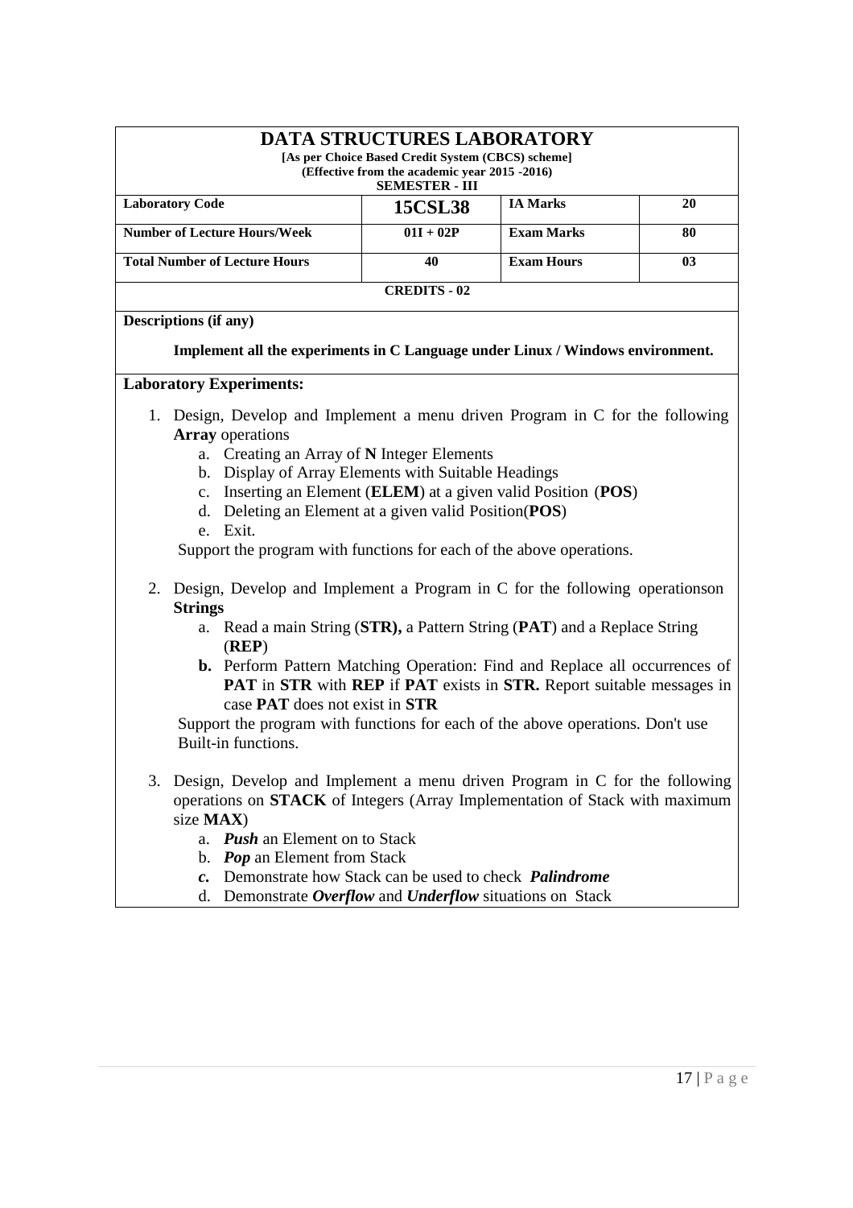# DATA STRUCTURES LABORATORY

**[As per Choice Based Credit System (CBCS) scheme]**
**(Effective from the academic year 2015 -2016)**
**SEMESTER - III**

| | | | |
|---|---|---|---|
| **Laboratory Code** | **15CSL38** | **IA Marks** | **20** |
| **Number of Lecture Hours/Week** | **01I + 02P** | **Exam Marks** | **80** |
| **Total Number of Lecture Hours** | **40** | **Exam Hours** | **03** |

**CREDITS - 02**

**Descriptions (if any)**

**Implement all the experiments in C Language under Linux / Windows environment.**

**Laboratory Experiments:**

1. Design, Develop and Implement a menu driven Program in C for the following **Array** operations
   a. Creating an Array of **N** Integer Elements
   b. Display of Array Elements with Suitable Headings
   c. Inserting an Element (**ELEM**) at a given valid Position (**POS**)
   d. Deleting an Element at a given valid Position(**POS**)
   e. Exit.

   Support the program with functions for each of the above operations.

2. Design, Develop and Implement a Program in C for the following operationson **Strings**
   a. Read a main String (**STR),** a Pattern String (**PAT**) and a Replace String (**REP**)
   **b.** Perform Pattern Matching Operation: Find and Replace all occurrences of **PAT** in **STR** with **REP** if **PAT** exists in **STR.** Report suitable messages in case **PAT** does not exist in **STR**

   Support the program with functions for each of the above operations. Don't use Built-in functions.

3. Design, Develop and Implement a menu driven Program in C for the following operations on **STACK** of Integers (Array Implementation of Stack with maximum size **MAX**)
   a. ***Push*** an Element on to Stack
   b. ***Pop*** an Element from Stack
   ***c.*** Demonstrate how Stack can be used to check ***Palindrome***
   d. Demonstrate ***Overflow*** and ***Underflow*** situations on Stack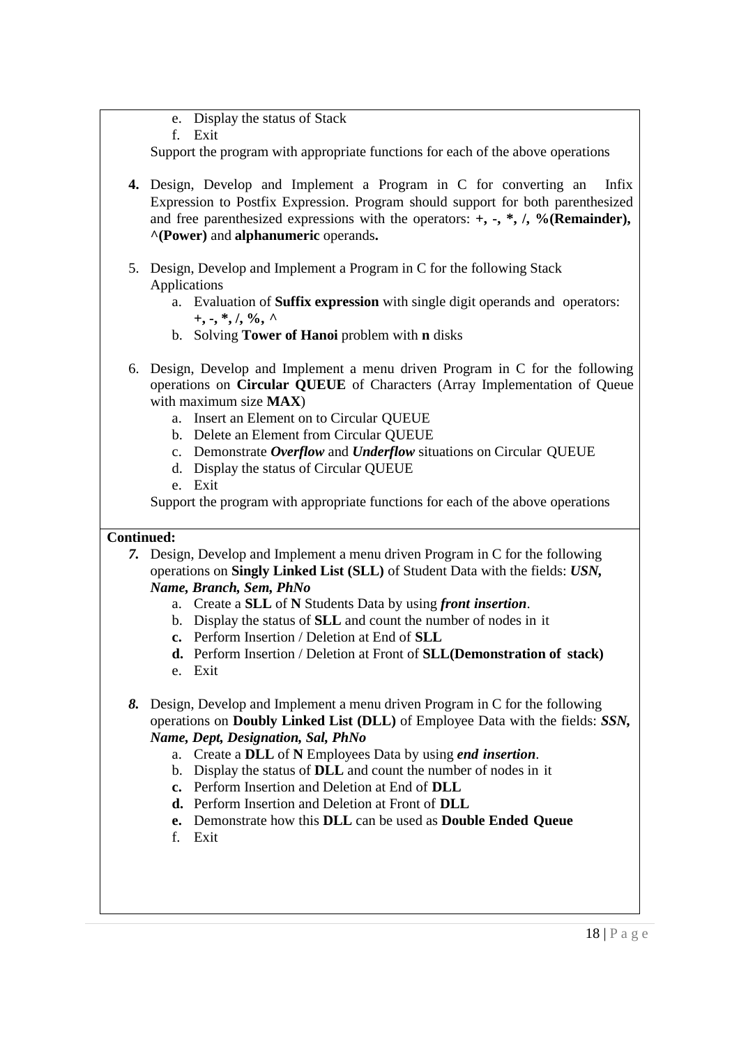e. Display the status of Stack
f. Exit

Support the program with appropriate functions for each of the above operations

4. Design, Develop and Implement a Program in C for converting an Infix Expression to Postfix Expression. Program should support for both parenthesized and free parenthesized expressions with the operators: **+, -, *, /, %(Remainder), ^(Power)** and **alphanumeric** operands**.**

5. Design, Develop and Implement a Program in C for the following Stack Applications
   a. Evaluation of **Suffix expression** with single digit operands and operators: **+, -, *, /, %, ^**
   b. Solving **Tower of Hanoi** problem with **n** disks

6. Design, Develop and Implement a menu driven Program in C for the following operations on **Circular QUEUE** of Characters (Array Implementation of Queue with maximum size **MAX**)
   a. Insert an Element on to Circular QUEUE
   b. Delete an Element from Circular QUEUE
   c. Demonstrate ***Overflow*** and ***Underflow*** situations on Circular QUEUE
   d. Display the status of Circular QUEUE
   e. Exit

   Support the program with appropriate functions for each of the above operations

**Continued:**

7. Design, Develop and Implement a menu driven Program in C for the following operations on **Singly Linked List (SLL)** of Student Data with the fields: ***USN, Name, Branch, Sem, PhNo***
   a. Create a **SLL** of **N** Students Data by using ***front insertion***.
   b. Display the status of **SLL** and count the number of nodes in it
   c. Perform Insertion / Deletion at End of **SLL**
   d. Perform Insertion / Deletion at Front of **SLL(Demonstration of stack)**
   e. Exit

8. Design, Develop and Implement a menu driven Program in C for the following operations on **Doubly Linked List (DLL)** of Employee Data with the fields: ***SSN, Name, Dept, Designation, Sal, PhNo***
   a. Create a **DLL** of **N** Employees Data by using ***end insertion***.
   b. Display the status of **DLL** and count the number of nodes in it
   c. Perform Insertion and Deletion at End of **DLL**
   d. Perform Insertion and Deletion at Front of **DLL**
   e. Demonstrate how this **DLL** can be used as **Double Ended Queue**
   f. Exit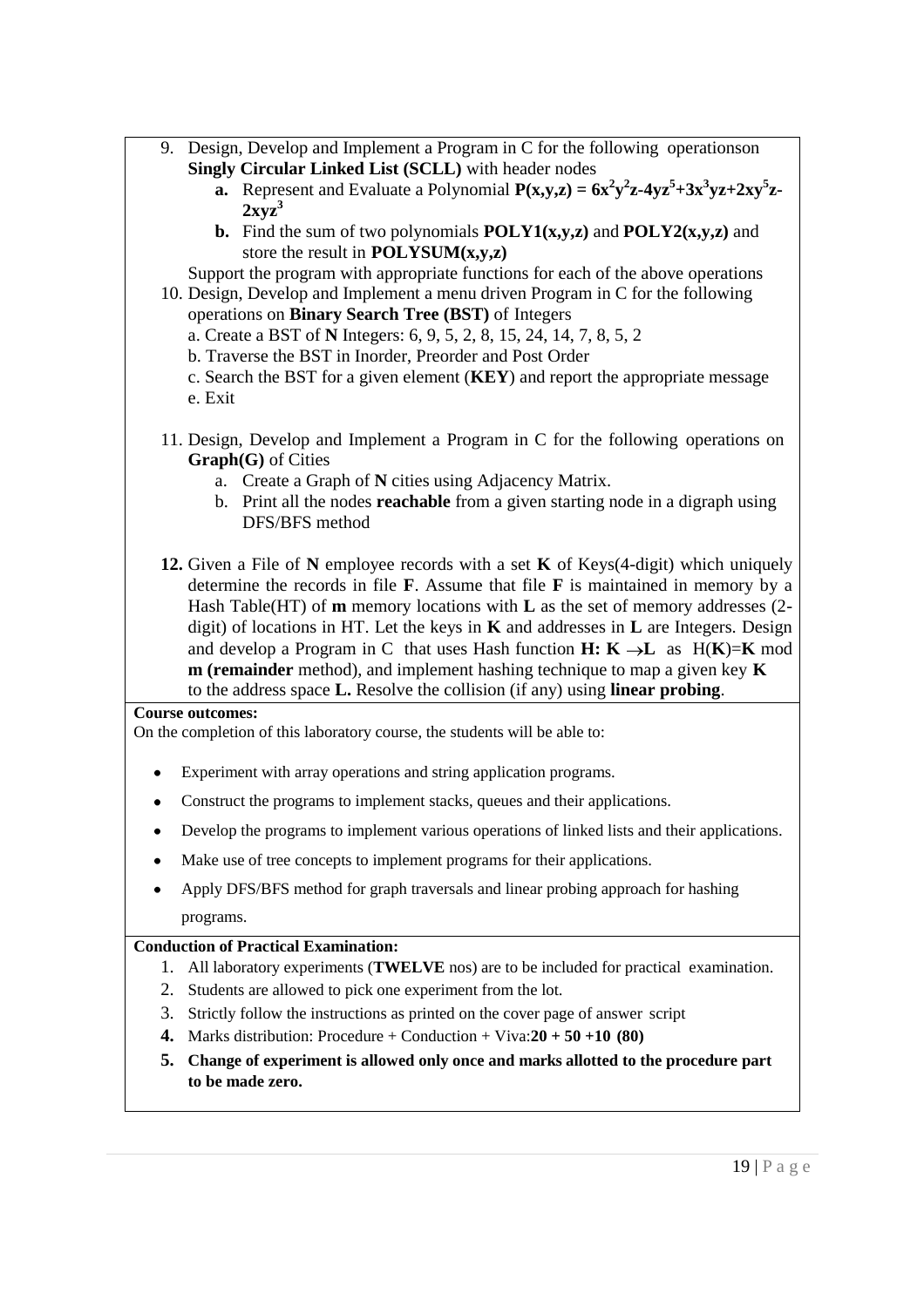9. Design, Develop and Implement a Program in C for the following operationson **Singly Circular Linked List (SCLL)** with header nodes
    - **a.** Represent and Evaluate a Polynomial $\mathbf{P(x,y,z) = 6x^2y^2z-4yz^5+3x^3yz+2xy^5z-2xyz^3}$
    - **b.** Find the sum of two polynomials **POLY1(x,y,z)** and **POLY2(x,y,z)** and store the result in **POLYSUM(x,y,z)**

    Support the program with appropriate functions for each of the above operations

10. Design, Develop and Implement a menu driven Program in C for the following operations on **Binary Search Tree (BST)** of Integers
    a. Create a BST of **N** Integers: 6, 9, 5, 2, 8, 15, 24, 14, 7, 8, 5, 2
    b. Traverse the BST in Inorder, Preorder and Post Order
    c. Search the BST for a given element (**KEY**) and report the appropriate message
    e. Exit

11. Design, Develop and Implement a Program in C for the following operations on **Graph(G)** of Cities
    a. Create a Graph of **N** cities using Adjacency Matrix.
    b. Print all the nodes **reachable** from a given starting node in a digraph using DFS/BFS method

12. Given a File of **N** employee records with a set **K** of Keys(4-digit) which uniquely determine the records in file **F**. Assume that file **F** is maintained in memory by a Hash Table(HT) of **m** memory locations with **L** as the set of memory addresses (2-digit) of locations in HT. Let the keys in **K** and addresses in **L** are Integers. Design and develop a Program in C that uses Hash function **H: K** $\rightarrow$ **L** as H(**K**)=**K** mod **m (remainder** method), and implement hashing technique to map a given key **K** to the address space **L.** Resolve the collision (if any) using **linear probing**.

**Course outcomes:**

On the completion of this laboratory course, the students will be able to:

- Experiment with array operations and string application programs.
- Construct the programs to implement stacks, queues and their applications.
- Develop the programs to implement various operations of linked lists and their applications.
- Make use of tree concepts to implement programs for their applications.
- Apply DFS/BFS method for graph traversals and linear probing approach for hashing programs.

**Conduction of Practical Examination:**

1. All laboratory experiments (**TWELVE** nos) are to be included for practical examination.
2. Students are allowed to pick one experiment from the lot.
3. Strictly follow the instructions as printed on the cover page of answer script
4. Marks distribution: Procedure + Conduction + Viva:**20 + 50 +10 (80)**
5. **Change of experiment is allowed only once and marks allotted to the procedure part to be made zero.**